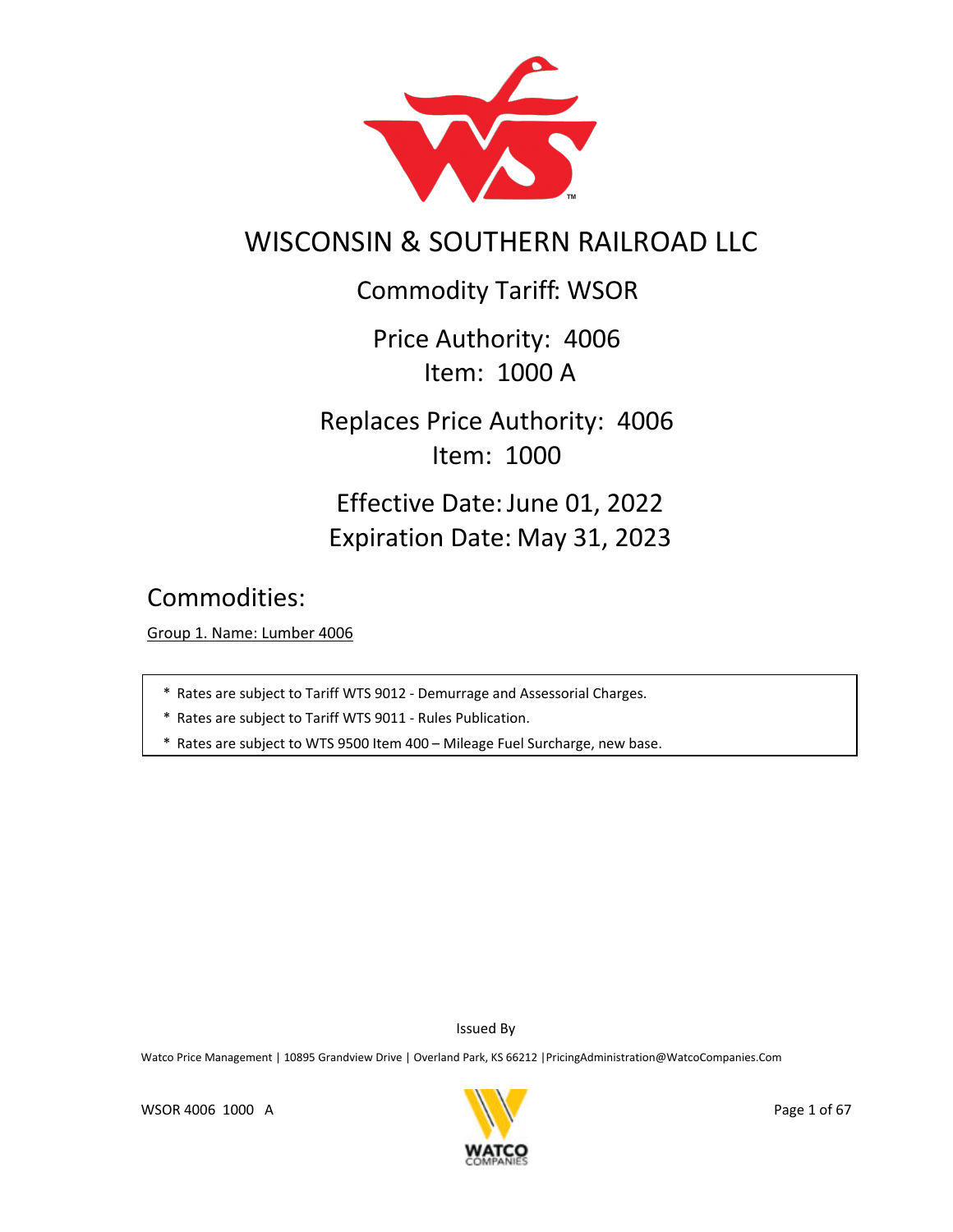# WISCONSIN & SOUTHERN RAILROAD LLC

## Commodity Tariff: WSOR

## Price Authority: 4006
## Item: 1000 A

## Replaces Price Authority: 4006
## Item: 1000

## Effective Date: June 01, 2022
## Expiration Date: May 31, 2023

# Commodities:

Group 1. Name: Lumber 4006

* Rates are subject to Tariff WTS 9012 - Demurrage and Assessorial Charges.
* Rates are subject to Tariff WTS 9011 - Rules Publication.
* Rates are subject to WTS 9500 Item 400 – Mileage Fuel Surcharge, new base.

Issued By

Watco Price Management | 10895 Grandview Drive | Overland Park, KS 66212 |PricingAdministration@WatcoCompanies.Com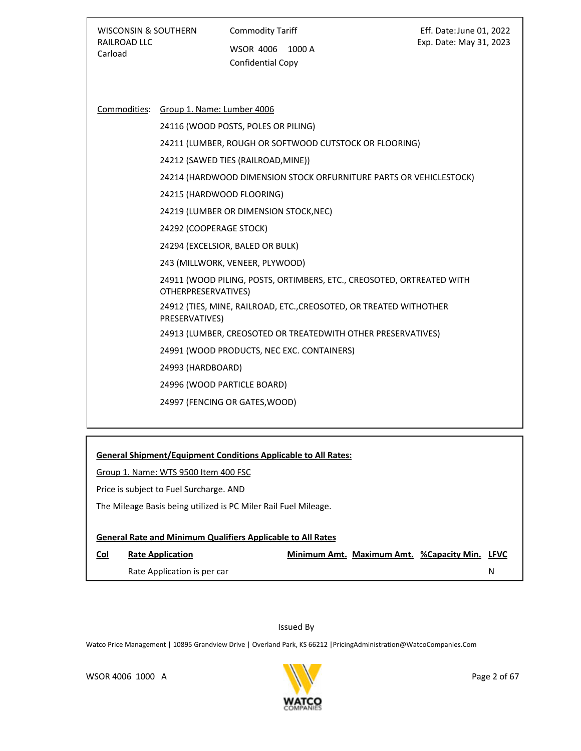WISCONSIN & SOUTHERN RAILROAD LLC
Carload

Commodity Tariff

WSOR 4006 1000 A

Confidential Copy

Eff. Date: June 01, 2022
Exp. Date: May 31, 2023

Commodities: Group 1. Name: Lumber 4006

24116 (WOOD POSTS, POLES OR PILING)

24211 (LUMBER, ROUGH OR SOFTWOOD CUTSTOCK OR FLOORING)

24212 (SAWED TIES (RAILROAD,MINE))

24214 (HARDWOOD DIMENSION STOCK ORFURNITURE PARTS OR VEHICLESTOCK)

24215 (HARDWOOD FLOORING)

24219 (LUMBER OR DIMENSION STOCK,NEC)

24292 (COOPERAGE STOCK)

24294 (EXCELSIOR, BALED OR BULK)

243 (MILLWORK, VENEER, PLYWOOD)

24911 (WOOD PILING, POSTS, ORTIMBERS, ETC., CREOSOTED, ORTREATED WITH OTHERPRESERVATIVES)

24912 (TIES, MINE, RAILROAD, ETC.,CREOSOTED, OR TREATED WITHOTHER PRESERVATIVES)

24913 (LUMBER, CREOSOTED OR TREATEDWITH OTHER PRESERVATIVES)

24991 (WOOD PRODUCTS, NEC EXC. CONTAINERS)

24993 (HARDBOARD)

24996 (WOOD PARTICLE BOARD)

24997 (FENCING OR GATES,WOOD)

**General Shipment/Equipment Conditions Applicable to All Rates:**

Group 1. Name: WTS 9500 Item 400 FSC

Price is subject to Fuel Surcharge. AND

The Mileage Basis being utilized is PC Miler Rail Fuel Mileage.

**General Rate and Minimum Qualifiers Applicable to All Rates**

| Col | Rate Application | Minimum Amt. | Maximum Amt. | %Capacity Min. | LFVC |
|---|---|---|---|---|---|
| | Rate Application is per car | | | | N |

Issued By

Watco Price Management | 10895 Grandview Drive | Overland Park, KS 66212 | PricingAdministration@WatcoCompanies.Com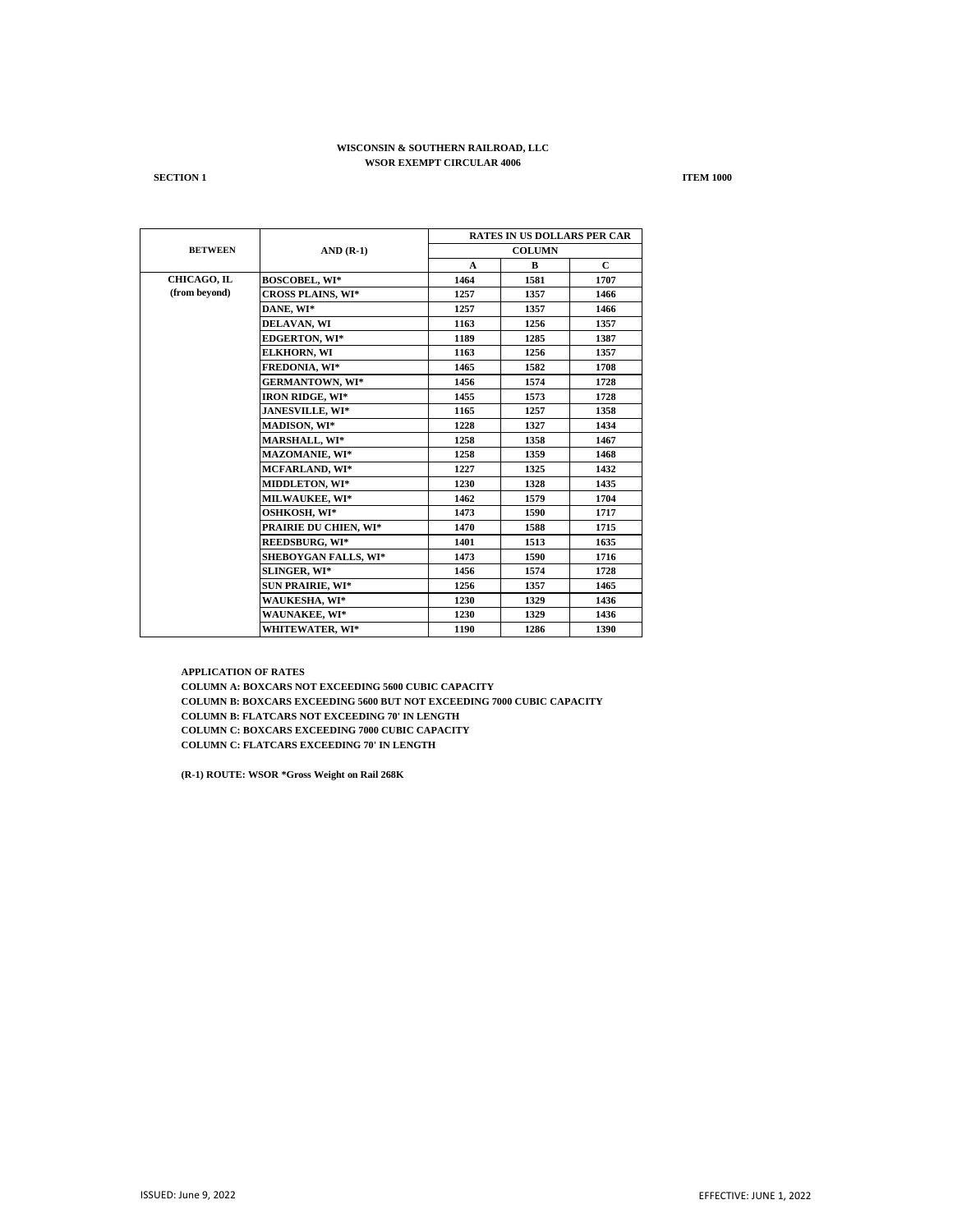**WISCONSIN & SOUTHERN RAILROAD, LLC**
**WSOR EXEMPT CIRCULAR 4006**

**SECTION 1** **ITEM 1000**

| BETWEEN | AND (R-1) | RATES IN US DOLLARS PER CAR | | |
|---|---|---|---|---|
| | | COLUMN | | |
| | | A | B | C |
| CHICAGO, IL (from beyond) | BOSCOBEL, WI* | 1464 | 1581 | 1707 |
| | CROSS PLAINS, WI* | 1257 | 1357 | 1466 |
| | DANE, WI* | 1257 | 1357 | 1466 |
| | DELAVAN, WI | 1163 | 1256 | 1357 |
| | EDGERTON, WI* | 1189 | 1285 | 1387 |
| | ELKHORN, WI | 1163 | 1256 | 1357 |
| | FREDONIA, WI* | 1465 | 1582 | 1708 |
| | GERMANTOWN, WI* | 1456 | 1574 | 1728 |
| | IRON RIDGE, WI* | 1455 | 1573 | 1728 |
| | JANESVILLE, WI* | 1165 | 1257 | 1358 |
| | MADISON, WI* | 1228 | 1327 | 1434 |
| | MARSHALL, WI* | 1258 | 1358 | 1467 |
| | MAZOMANIE, WI* | 1258 | 1359 | 1468 |
| | MCFARLAND, WI* | 1227 | 1325 | 1432 |
| | MIDDLETON, WI* | 1230 | 1328 | 1435 |
| | MILWAUKEE, WI* | 1462 | 1579 | 1704 |
| | OSHKOSH, WI* | 1473 | 1590 | 1717 |
| | PRAIRIE DU CHIEN, WI* | 1470 | 1588 | 1715 |
| | REEDSBURG, WI* | 1401 | 1513 | 1635 |
| | SHEBOYGAN FALLS, WI* | 1473 | 1590 | 1716 |
| | SLINGER, WI* | 1456 | 1574 | 1728 |
| | SUN PRAIRIE, WI* | 1256 | 1357 | 1465 |
| | WAUKESHA, WI* | 1230 | 1329 | 1436 |
| | WAUNAKEE, WI* | 1230 | 1329 | 1436 |
| | WHITEWATER, WI* | 1190 | 1286 | 1390 |

**APPLICATION OF RATES**
**COLUMN A: BOXCARS NOT EXCEEDING 5600 CUBIC CAPACITY**
**COLUMN B: BOXCARS EXCEEDING 5600 BUT NOT EXCEEDING 7000 CUBIC CAPACITY**
**COLUMN B: FLATCARS NOT EXCEEDING 70' IN LENGTH**
**COLUMN C: BOXCARS EXCEEDING 7000 CUBIC CAPACITY**
**COLUMN C: FLATCARS EXCEEDING 70' IN LENGTH**

**(R-1) ROUTE: WSOR *Gross Weight on Rail 268K**

ISSUED: June 9, 2022 EFFECTIVE: JUNE 1, 2022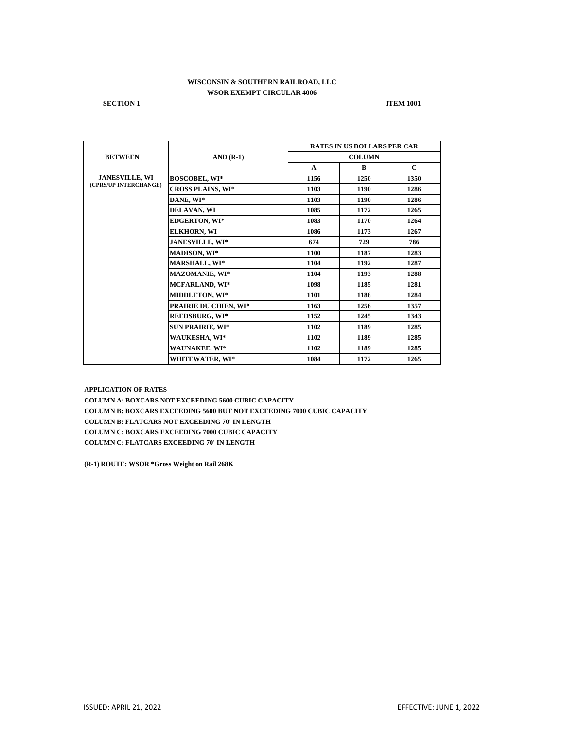**WISCONSIN & SOUTHERN RAILROAD, LLC**

**WSOR EXEMPT CIRCULAR 4006**

**SECTION 1** **ITEM 1001**

| BETWEEN | AND (R-1) | RATES IN US DOLLARS PER CAR | | |
|---|---|---|---|---|
| | | COLUMN | | |
| | | A | B | C |
| JANESVILLE, WI (CPRS/UP INTERCHANGE) | BOSCOBEL, WI* | 1156 | 1250 | 1350 |
| | CROSS PLAINS, WI* | 1103 | 1190 | 1286 |
| | DANE, WI* | 1103 | 1190 | 1286 |
| | DELAVAN, WI | 1085 | 1172 | 1265 |
| | EDGERTON, WI* | 1083 | 1170 | 1264 |
| | ELKHORN, WI | 1086 | 1173 | 1267 |
| | JANESVILLE, WI* | 674 | 729 | 786 |
| | MADISON, WI* | 1100 | 1187 | 1283 |
| | MARSHALL, WI* | 1104 | 1192 | 1287 |
| | MAZOMANIE, WI* | 1104 | 1193 | 1288 |
| | MCFARLAND, WI* | 1098 | 1185 | 1281 |
| | MIDDLETON, WI* | 1101 | 1188 | 1284 |
| | PRAIRIE DU CHIEN, WI* | 1163 | 1256 | 1357 |
| | REEDSBURG, WI* | 1152 | 1245 | 1343 |
| | SUN PRAIRIE, WI* | 1102 | 1189 | 1285 |
| | WAUKESHA, WI* | 1102 | 1189 | 1285 |
| | WAUNAKEE, WI* | 1102 | 1189 | 1285 |
| | WHITEWATER, WI* | 1084 | 1172 | 1265 |

**APPLICATION OF RATES**

**COLUMN A: BOXCARS NOT EXCEEDING 5600 CUBIC CAPACITY**

**COLUMN B: BOXCARS EXCEEDING 5600 BUT NOT EXCEEDING 7000 CUBIC CAPACITY**

**COLUMN B: FLATCARS NOT EXCEEDING 70' IN LENGTH**

**COLUMN C: BOXCARS EXCEEDING 7000 CUBIC CAPACITY**

**COLUMN C: FLATCARS EXCEEDING 70' IN LENGTH**

**(R-1) ROUTE: WSOR *Gross Weight on Rail 268K**

ISSUED: APRIL 21, 2022 EFFECTIVE: JUNE 1, 2022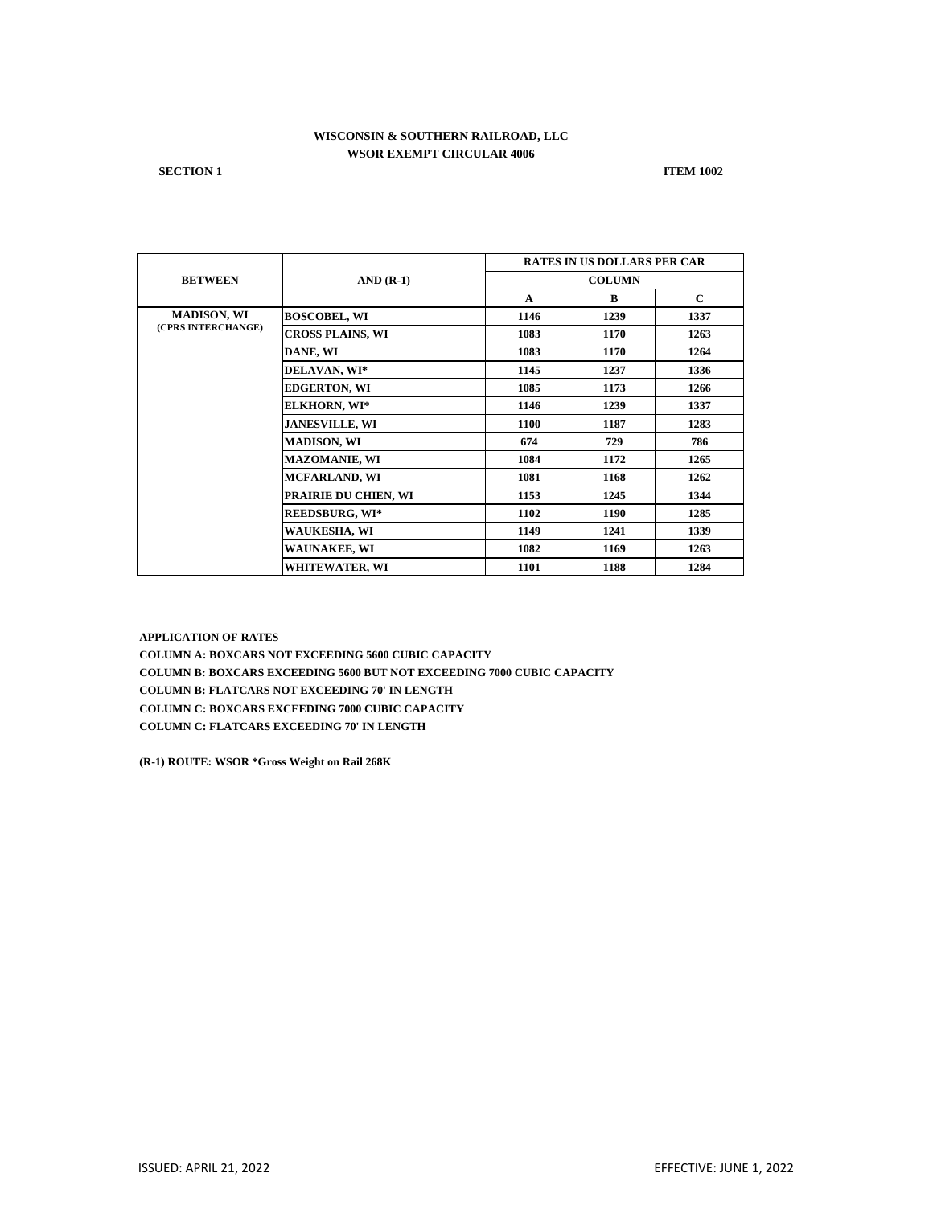**WISCONSIN & SOUTHERN RAILROAD, LLC**
**WSOR EXEMPT CIRCULAR 4006**

**SECTION 1** **ITEM 1002**

| BETWEEN | AND (R-1) | RATES IN US DOLLARS PER CAR | | |
|---|---|---|---|---|
| | | COLUMN | | |
| | | A | B | C |
| MADISON, WI (CPRS INTERCHANGE) | BOSCOBEL, WI | 1146 | 1239 | 1337 |
| | CROSS PLAINS, WI | 1083 | 1170 | 1263 |
| | DANE, WI | 1083 | 1170 | 1264 |
| | DELAVAN, WI* | 1145 | 1237 | 1336 |
| | EDGERTON, WI | 1085 | 1173 | 1266 |
| | ELKHORN, WI* | 1146 | 1239 | 1337 |
| | JANESVILLE, WI | 1100 | 1187 | 1283 |
| | MADISON, WI | 674 | 729 | 786 |
| | MAZOMANIE, WI | 1084 | 1172 | 1265 |
| | MCFARLAND, WI | 1081 | 1168 | 1262 |
| | PRAIRIE DU CHIEN, WI | 1153 | 1245 | 1344 |
| | REEDSBURG, WI* | 1102 | 1190 | 1285 |
| | WAUKESHA, WI | 1149 | 1241 | 1339 |
| | WAUNAKEE, WI | 1082 | 1169 | 1263 |
| | WHITEWATER, WI | 1101 | 1188 | 1284 |

**APPLICATION OF RATES**

**COLUMN A: BOXCARS NOT EXCEEDING 5600 CUBIC CAPACITY**

**COLUMN B: BOXCARS EXCEEDING 5600 BUT NOT EXCEEDING 7000 CUBIC CAPACITY**

**COLUMN B: FLATCARS NOT EXCEEDING 70' IN LENGTH**

**COLUMN C: BOXCARS EXCEEDING 7000 CUBIC CAPACITY**

**COLUMN C: FLATCARS EXCEEDING 70' IN LENGTH**

**(R-1) ROUTE: WSOR *Gross Weight on Rail 268K**

ISSUED: APRIL 21, 2022 EFFECTIVE: JUNE 1, 2022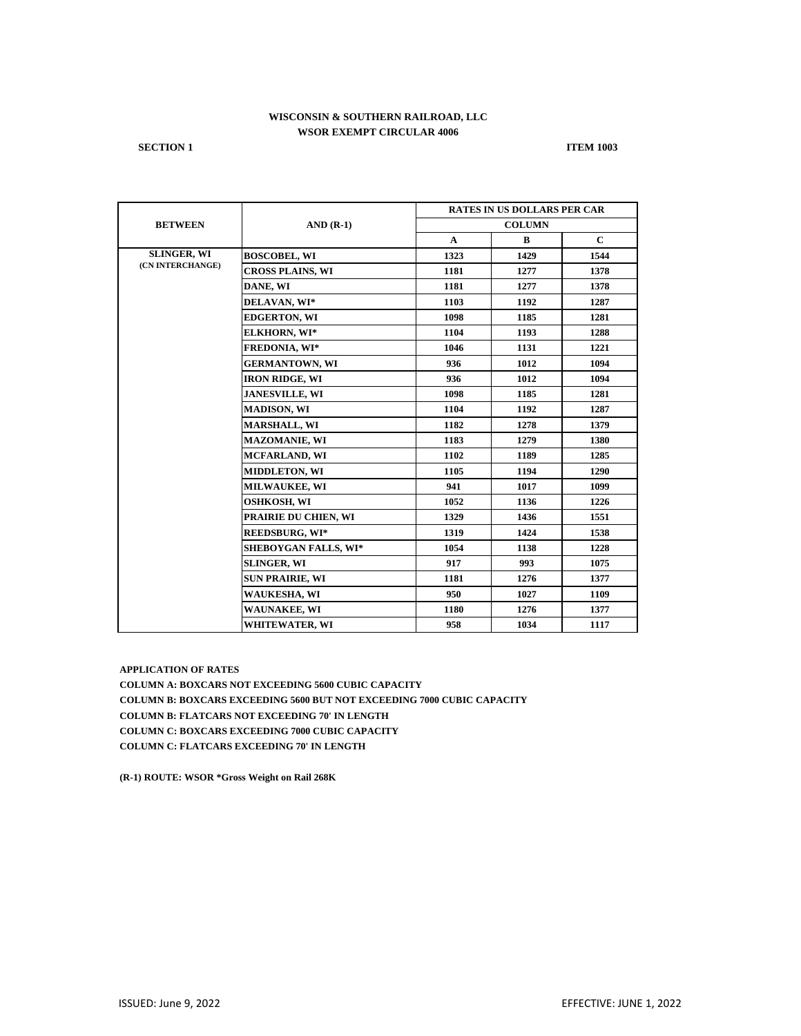**WISCONSIN & SOUTHERN RAILROAD, LLC**
**WSOR EXEMPT CIRCULAR 4006**

**SECTION 1** **ITEM 1003**

| BETWEEN | AND (R-1) | RATES IN US DOLLARS PER CAR | | |
|---|---|---|---|---|
| | | COLUMN | | |
| | | A | B | C |
| SLINGER, WI (CN INTERCHANGE) | BOSCOBEL, WI | 1323 | 1429 | 1544 |
| | CROSS PLAINS, WI | 1181 | 1277 | 1378 |
| | DANE, WI | 1181 | 1277 | 1378 |
| | DELAVAN, WI* | 1103 | 1192 | 1287 |
| | EDGERTON, WI | 1098 | 1185 | 1281 |
| | ELKHORN, WI* | 1104 | 1193 | 1288 |
| | FREDONIA, WI* | 1046 | 1131 | 1221 |
| | GERMANTOWN, WI | 936 | 1012 | 1094 |
| | IRON RIDGE, WI | 936 | 1012 | 1094 |
| | JANESVILLE, WI | 1098 | 1185 | 1281 |
| | MADISON, WI | 1104 | 1192 | 1287 |
| | MARSHALL, WI | 1182 | 1278 | 1379 |
| | MAZOMANIE, WI | 1183 | 1279 | 1380 |
| | MCFARLAND, WI | 1102 | 1189 | 1285 |
| | MIDDLETON, WI | 1105 | 1194 | 1290 |
| | MILWAUKEE, WI | 941 | 1017 | 1099 |
| | OSHKOSH, WI | 1052 | 1136 | 1226 |
| | PRAIRIE DU CHIEN, WI | 1329 | 1436 | 1551 |
| | REEDSBURG, WI* | 1319 | 1424 | 1538 |
| | SHEBOYGAN FALLS, WI* | 1054 | 1138 | 1228 |
| | SLINGER, WI | 917 | 993 | 1075 |
| | SUN PRAIRIE, WI | 1181 | 1276 | 1377 |
| | WAUKESHA, WI | 950 | 1027 | 1109 |
| | WAUNAKEE, WI | 1180 | 1276 | 1377 |
| | WHITEWATER, WI | 958 | 1034 | 1117 |

**APPLICATION OF RATES**
**COLUMN A: BOXCARS NOT EXCEEDING 5600 CUBIC CAPACITY**
**COLUMN B: BOXCARS EXCEEDING 5600 BUT NOT EXCEEDING 7000 CUBIC CAPACITY**
**COLUMN B: FLATCARS NOT EXCEEDING 70' IN LENGTH**
**COLUMN C: BOXCARS EXCEEDING 7000 CUBIC CAPACITY**
**COLUMN C: FLATCARS EXCEEDING 70' IN LENGTH**

**(R-1) ROUTE: WSOR *Gross Weight on Rail 268K**

ISSUED: June 9, 2022 EFFECTIVE: JUNE 1, 2022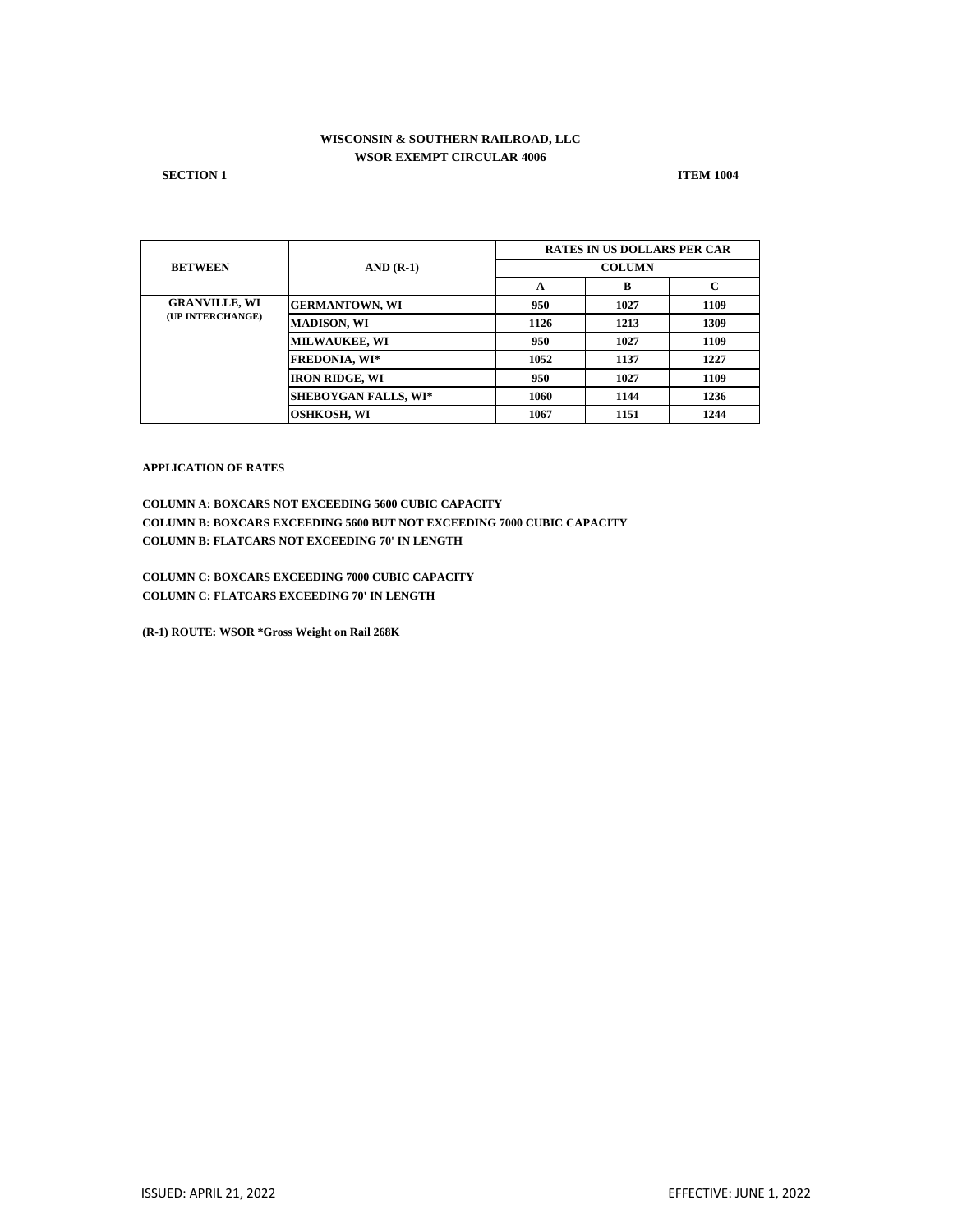**WISCONSIN & SOUTHERN RAILROAD, LLC**
**WSOR EXEMPT CIRCULAR 4006**

**SECTION 1** **ITEM 1004**

| BETWEEN | AND (R-1) | RATES IN US DOLLARS PER CAR | | |
|---|---|---|---|---|
| | | COLUMN | | |
| | | A | B | C |
| GRANVILLE, WI (UP INTERCHANGE) | GERMANTOWN, WI | 950 | 1027 | 1109 |
| | MADISON, WI | 1126 | 1213 | 1309 |
| | MILWAUKEE, WI | 950 | 1027 | 1109 |
| | FREDONIA, WI* | 1052 | 1137 | 1227 |
| | IRON RIDGE, WI | 950 | 1027 | 1109 |
| | SHEBOYGAN FALLS, WI* | 1060 | 1144 | 1236 |
| | OSHKOSH, WI | 1067 | 1151 | 1244 |

**APPLICATION OF RATES**

**COLUMN A: BOXCARS NOT EXCEEDING 5600 CUBIC CAPACITY**
**COLUMN B: BOXCARS EXCEEDING 5600 BUT NOT EXCEEDING 7000 CUBIC CAPACITY**
**COLUMN B: FLATCARS NOT EXCEEDING 70' IN LENGTH**

**COLUMN C: BOXCARS EXCEEDING 7000 CUBIC CAPACITY**
**COLUMN C: FLATCARS EXCEEDING 70' IN LENGTH**

**(R-1) ROUTE: WSOR *Gross Weight on Rail 268K**

ISSUED: APRIL 21, 2022 EFFECTIVE: JUNE 1, 2022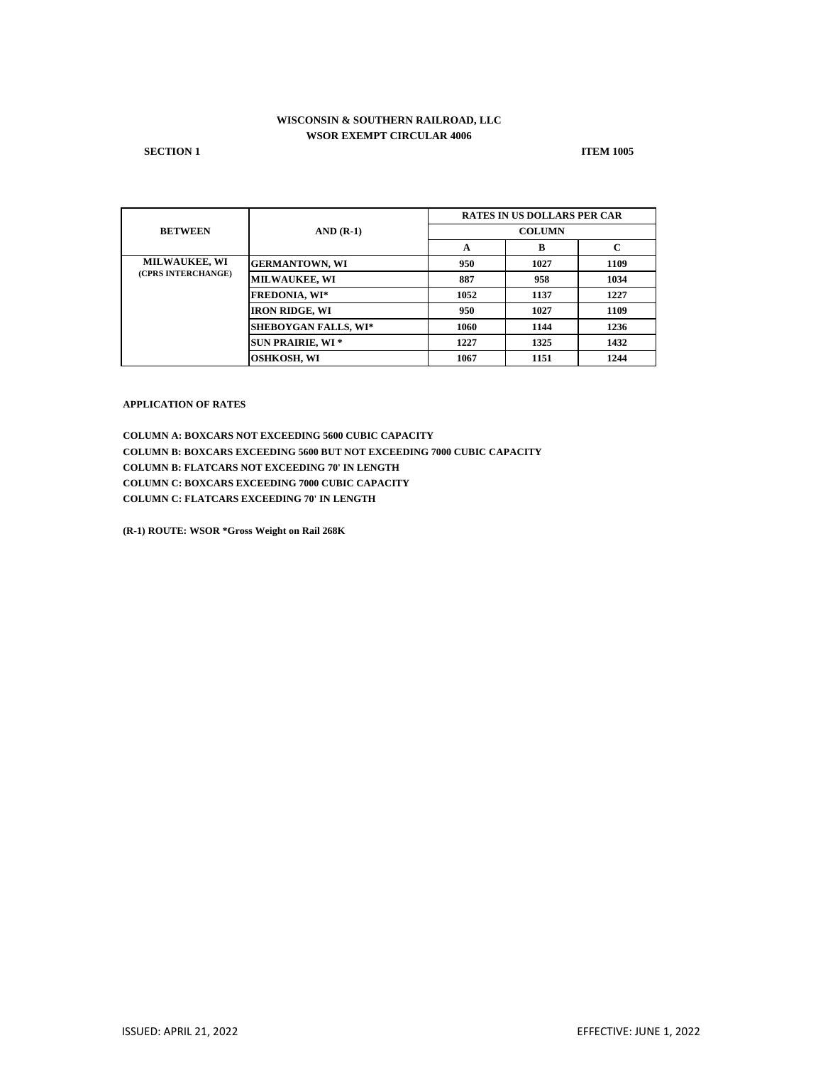**WISCONSIN & SOUTHERN RAILROAD, LLC**
**WSOR EXEMPT CIRCULAR 4006**

**SECTION 1** **ITEM 1005**

| BETWEEN | AND (R-1) | RATES IN US DOLLARS PER CAR | | |
|---|---|---|---|---|
| | | COLUMN | | |
| | | A | B | C |
| MILWAUKEE, WI (CPRS INTERCHANGE) | GERMANTOWN, WI | 950 | 1027 | 1109 |
| | MILWAUKEE, WI | 887 | 958 | 1034 |
| | FREDONIA, WI* | 1052 | 1137 | 1227 |
| | IRON RIDGE, WI | 950 | 1027 | 1109 |
| | SHEBOYGAN FALLS, WI* | 1060 | 1144 | 1236 |
| | SUN PRAIRIE, WI * | 1227 | 1325 | 1432 |
| | OSHKOSH, WI | 1067 | 1151 | 1244 |

**APPLICATION OF RATES**

**COLUMN A: BOXCARS NOT EXCEEDING 5600 CUBIC CAPACITY**
**COLUMN B: BOXCARS EXCEEDING 5600 BUT NOT EXCEEDING 7000 CUBIC CAPACITY**
**COLUMN B: FLATCARS NOT EXCEEDING 70' IN LENGTH**
**COLUMN C: BOXCARS EXCEEDING 7000 CUBIC CAPACITY**
**COLUMN C: FLATCARS EXCEEDING 70' IN LENGTH**

**(R-1) ROUTE: WSOR *Gross Weight on Rail 268K**

ISSUED: APRIL 21, 2022 EFFECTIVE: JUNE 1, 2022